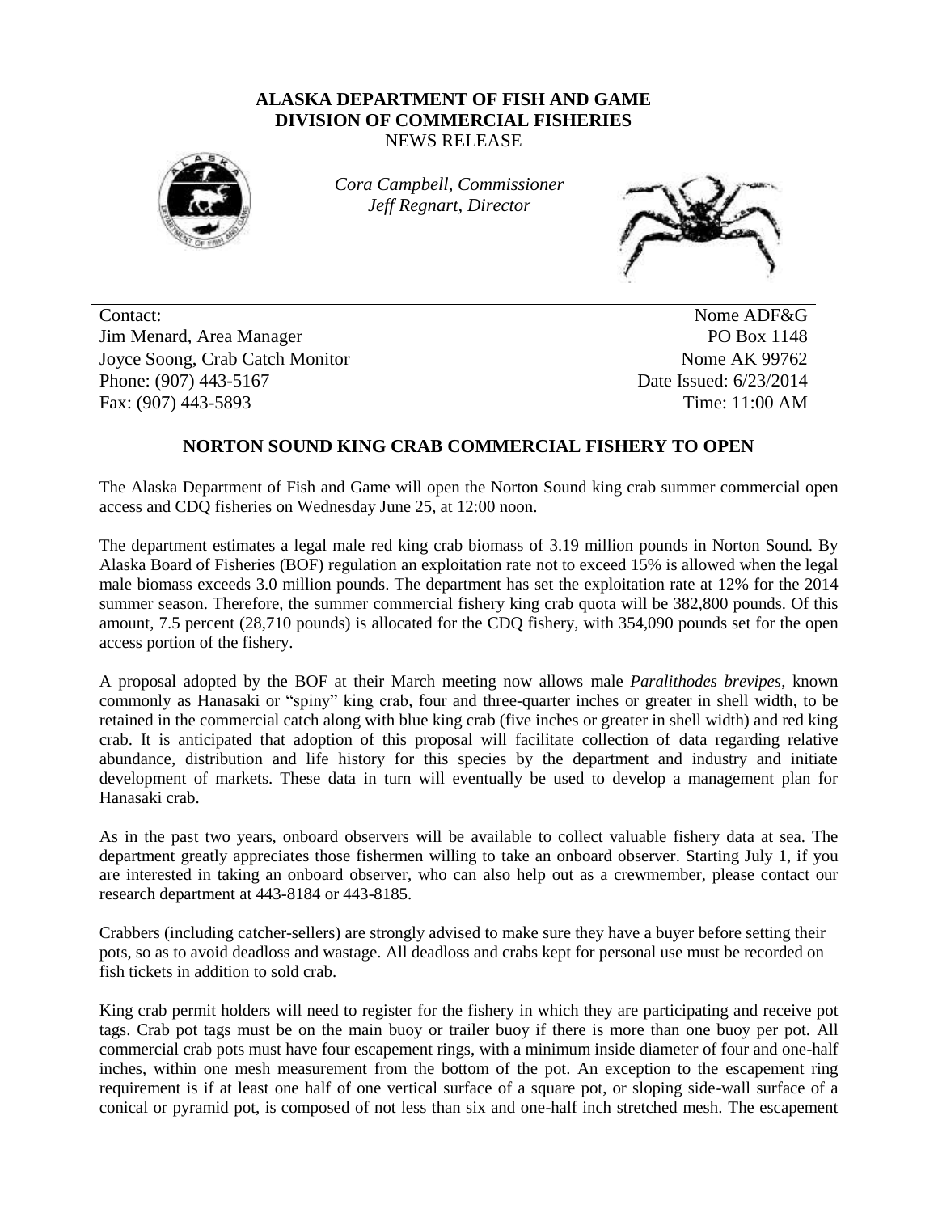**ALASKA DEPARTMENT OF FISH AND GAME**
**DIVISION OF COMMERCIAL FISHERIES**
NEWS RELEASE

*Cora Campbell, Commissioner*
*Jeff Regnart, Director*

Contact:
Jim Menard, Area Manager
Joyce Soong, Crab Catch Monitor
Phone: (907) 443-5167
Fax: (907) 443-5893

Nome ADF&G
PO Box 1148
Nome AK 99762
Date Issued: 6/23/2014
Time: 11:00 AM

## NORTON SOUND KING CRAB COMMERCIAL FISHERY TO OPEN

The Alaska Department of Fish and Game will open the Norton Sound king crab summer commercial open access and CDQ fisheries on Wednesday June 25, at 12:00 noon.

The department estimates a legal male red king crab biomass of 3.19 million pounds in Norton Sound. By Alaska Board of Fisheries (BOF) regulation an exploitation rate not to exceed 15% is allowed when the legal male biomass exceeds 3.0 million pounds. The department has set the exploitation rate at 12% for the 2014 summer season. Therefore, the summer commercial fishery king crab quota will be 382,800 pounds. Of this amount, 7.5 percent (28,710 pounds) is allocated for the CDQ fishery, with 354,090 pounds set for the open access portion of the fishery.

A proposal adopted by the BOF at their March meeting now allows male *Paralithodes brevipes*, known commonly as Hanasaki or "spiny" king crab, four and three-quarter inches or greater in shell width, to be retained in the commercial catch along with blue king crab (five inches or greater in shell width) and red king crab. It is anticipated that adoption of this proposal will facilitate collection of data regarding relative abundance, distribution and life history for this species by the department and industry and initiate development of markets. These data in turn will eventually be used to develop a management plan for Hanasaki crab.

As in the past two years, onboard observers will be available to collect valuable fishery data at sea. The department greatly appreciates those fishermen willing to take an onboard observer. Starting July 1, if you are interested in taking an onboard observer, who can also help out as a crewmember, please contact our research department at 443-8184 or 443-8185.

Crabbers (including catcher-sellers) are strongly advised to make sure they have a buyer before setting their pots, so as to avoid deadloss and wastage. All deadloss and crabs kept for personal use must be recorded on fish tickets in addition to sold crab.

King crab permit holders will need to register for the fishery in which they are participating and receive pot tags. Crab pot tags must be on the main buoy or trailer buoy if there is more than one buoy per pot. All commercial crab pots must have four escapement rings, with a minimum inside diameter of four and one-half inches, within one mesh measurement from the bottom of the pot. An exception to the escapement ring requirement is if at least one half of one vertical surface of a square pot, or sloping side-wall surface of a conical or pyramid pot, is composed of not less than six and one-half inch stretched mesh. The escapement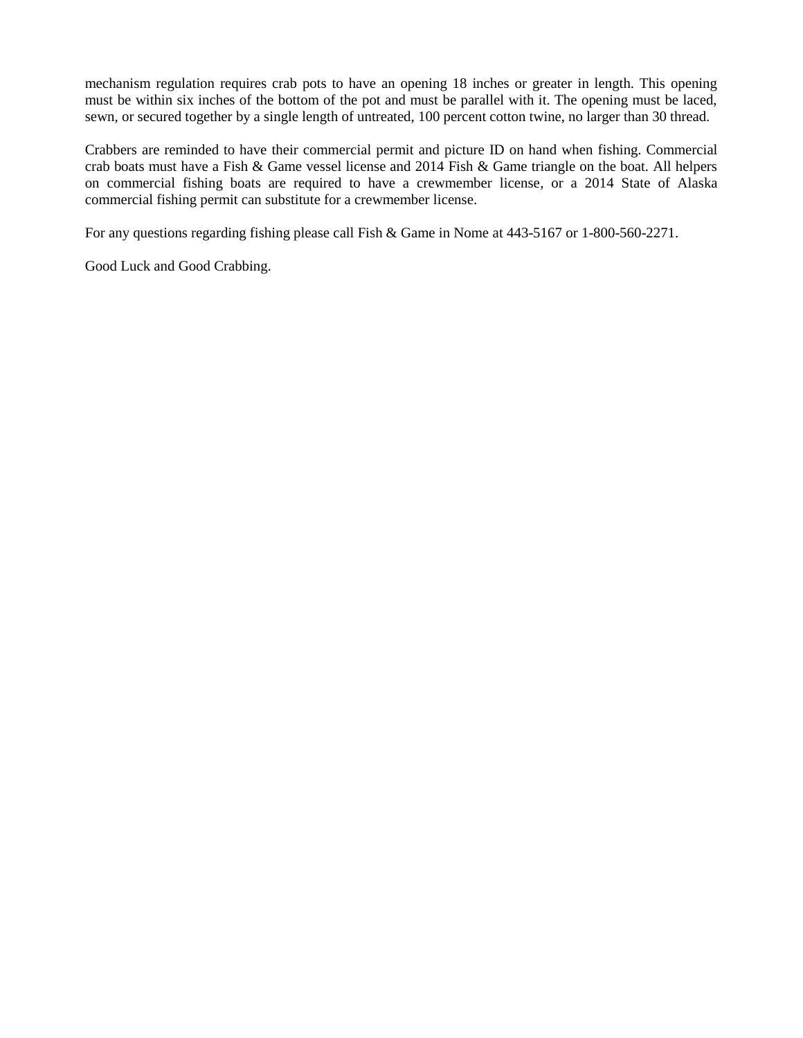mechanism regulation requires crab pots to have an opening 18 inches or greater in length. This opening must be within six inches of the bottom of the pot and must be parallel with it. The opening must be laced, sewn, or secured together by a single length of untreated, 100 percent cotton twine, no larger than 30 thread.

Crabbers are reminded to have their commercial permit and picture ID on hand when fishing. Commercial crab boats must have a Fish & Game vessel license and 2014 Fish & Game triangle on the boat. All helpers on commercial fishing boats are required to have a crewmember license, or a 2014 State of Alaska commercial fishing permit can substitute for a crewmember license.

For any questions regarding fishing please call Fish & Game in Nome at 443-5167 or 1-800-560-2271.

Good Luck and Good Crabbing.